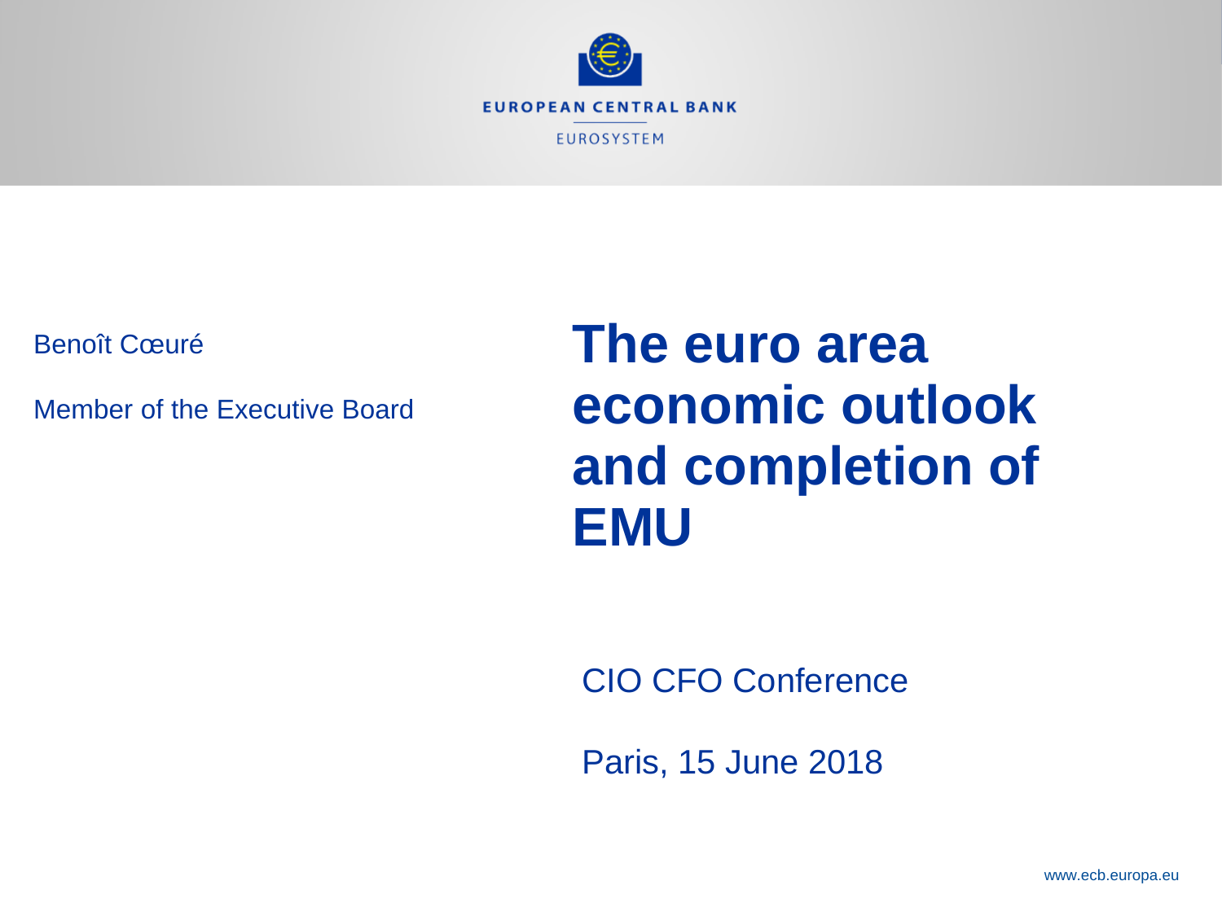EUROPEAN CENTRAL BANK

EUROSYSTEM

Benoît Cœuré

Member of the Executive Board

# The euro area economic outlook and completion of EMU

CIO CFO Conference

Paris, 15 June 2018

www.ecb.europa.eu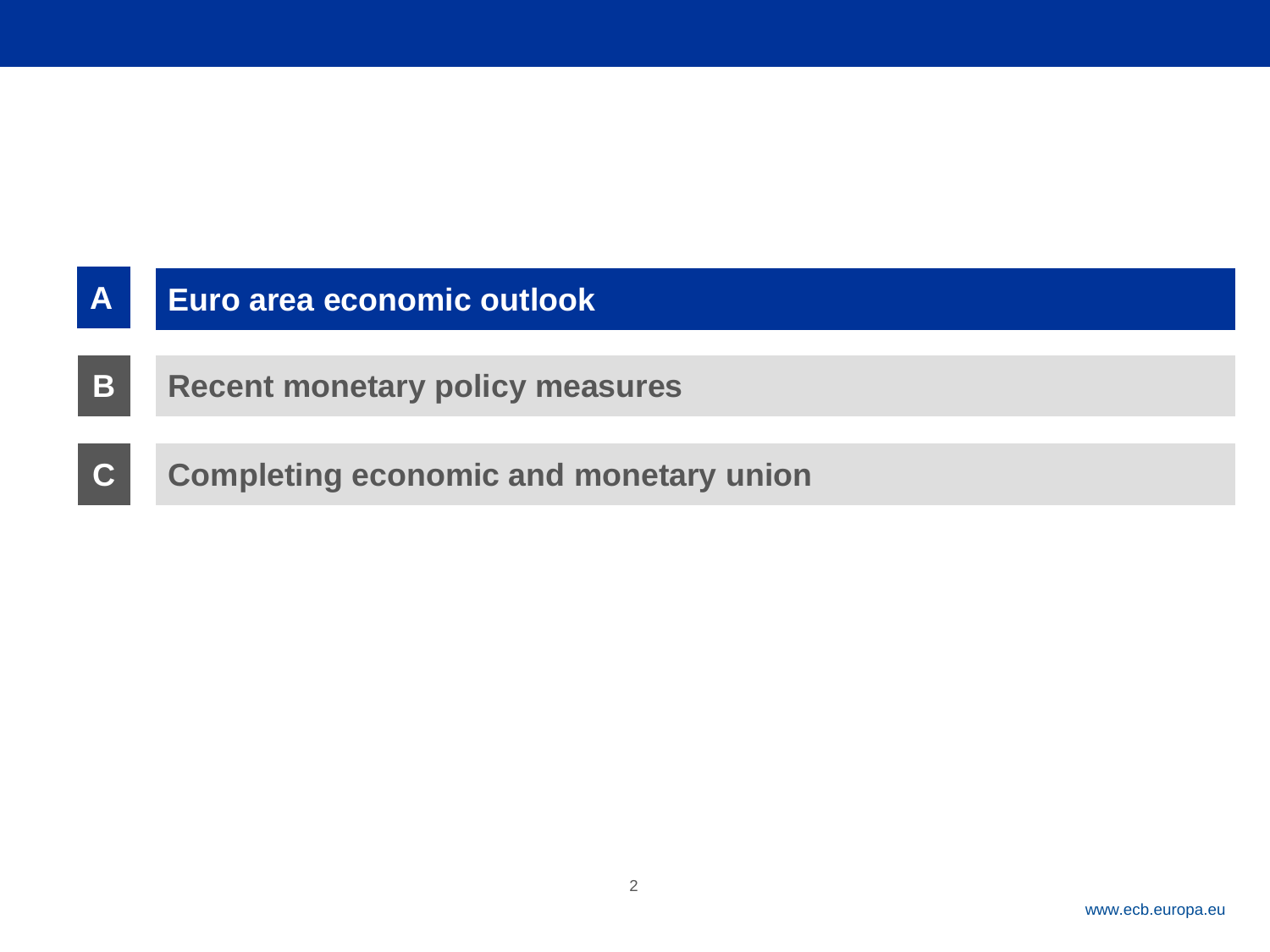**A** Euro area economic outlook

**B** Recent monetary policy measures

**C** Completing economic and monetary union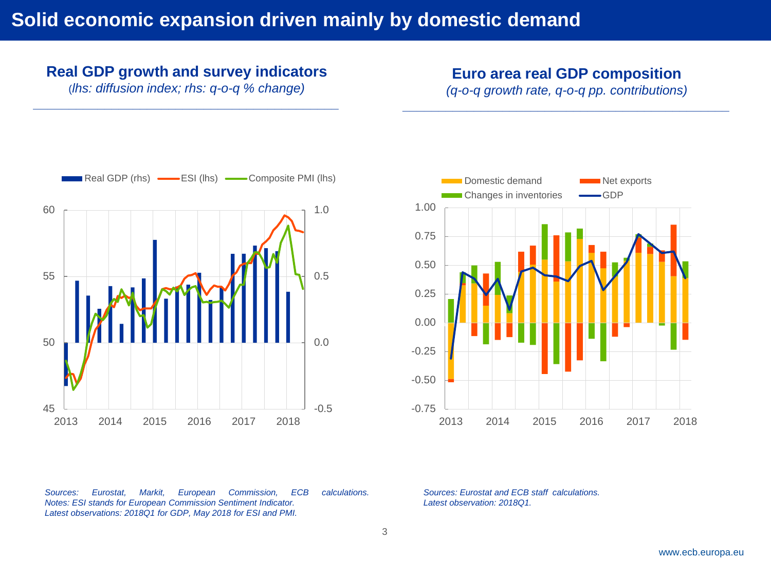# Solid economic expansion driven mainly by domestic demand

## Real GDP growth and survey indicators

*(lhs: diffusion index; rhs: q-o-q % change)*

Real GDP (rhs) — ESI (lhs) — Composite PMI (lhs)

*Sources: Eurostat, Markit, European Commission, ECB calculations.*
*Notes: ESI stands for European Commission Sentiment Indicator.*
*Latest observations: 2018Q1 for GDP, May 2018 for ESI and PMI.*

## Euro area real GDP composition

*(q-o-q growth rate, q-o-q pp. contributions)*

Domestic demand — Net exports — Changes in inventories — GDP

*Sources: Eurostat and ECB staff calculations.*
*Latest observation: 2018Q1.*

www.ecb.europa.eu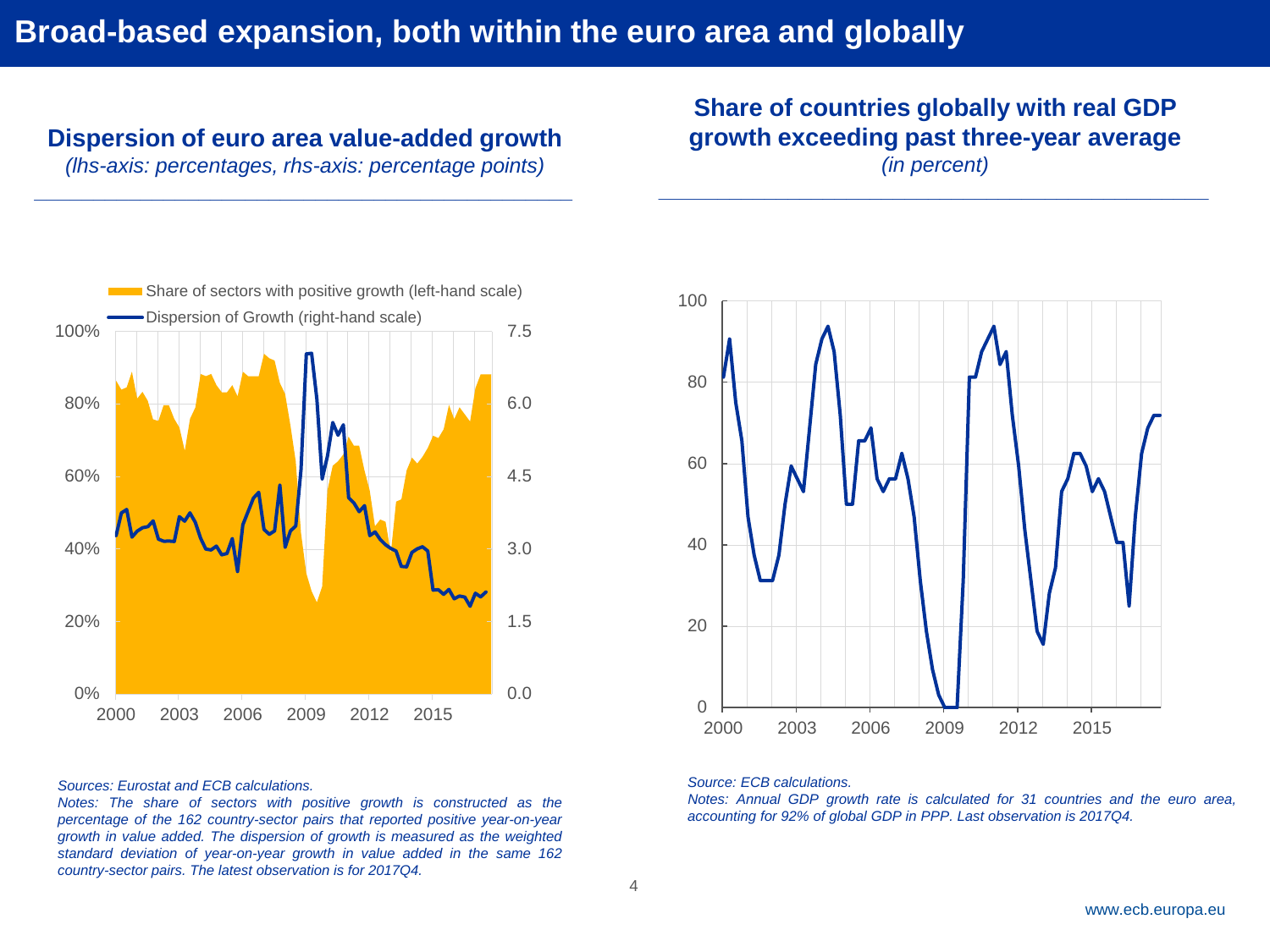# Broad-based expansion, both within the euro area and globally

## Dispersion of euro area value-added growth

*(lhs-axis: percentages, rhs-axis: percentage points)*

*Sources: Eurostat and ECB calculations.*

*Notes: The share of sectors with positive growth is constructed as the percentage of the 162 country-sector pairs that reported positive year-on-year growth in value added. The dispersion of growth is measured as the weighted standard deviation of year-on-year growth in value added in the same 162 country-sector pairs. The latest observation is for 2017Q4.*

## Share of countries globally with real GDP growth exceeding past three-year average

*(in percent)*

*Source: ECB calculations.*

*Notes: Annual GDP growth rate is calculated for 31 countries and the euro area, accounting for 92% of global GDP in PPP. Last observation is 2017Q4.*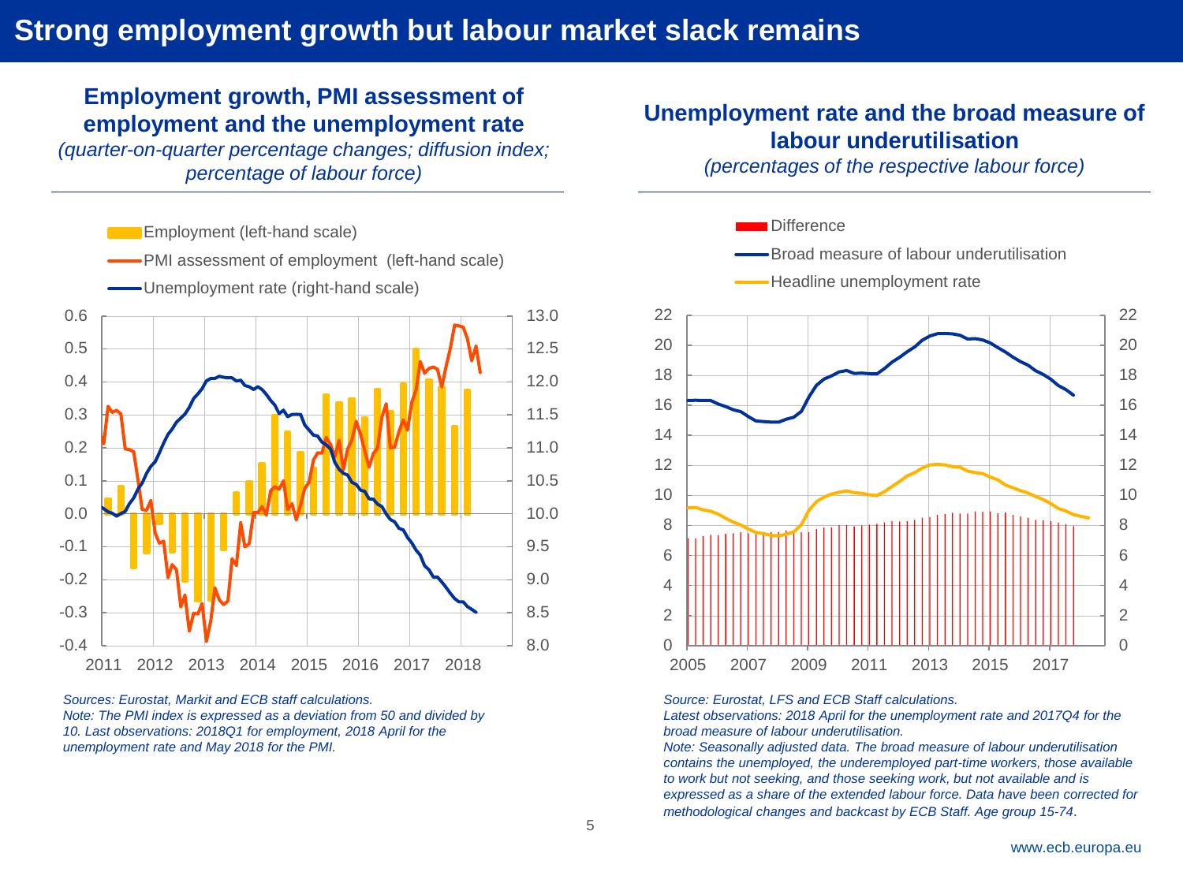# Strong employment growth but labour market slack remains

## Employment growth, PMI assessment of employment and the unemployment rate

*(quarter-on-quarter percentage changes; diffusion index; percentage of labour force)*

- Employment (left-hand scale)
- PMI assessment of employment (left-hand scale)
- Unemployment rate (right-hand scale)

*Sources: Eurostat, Markit and ECB staff calculations.*
*Note: The PMI index is expressed as a deviation from 50 and divided by 10. Last observations: 2018Q1 for employment, 2018 April for the unemployment rate and May 2018 for the PMI.*

## Unemployment rate and the broad measure of labour underutilisation

*(percentages of the respective labour force)*

- Difference
- Broad measure of labour underutilisation
- Headline unemployment rate

*Source: Eurostat, LFS and ECB Staff calculations.*
*Latest observations: 2018 April for the unemployment rate and 2017Q4 for the broad measure of labour underutilisation.*
*Note: Seasonally adjusted data. The broad measure of labour underutilisation contains the unemployed, the underemployed part-time workers, those available to work but not seeking, and those seeking work, but not available and is expressed as a share of the extended labour force. Data have been corrected for methodological changes and backcast by ECB Staff. Age group 15-74.*

www.ecb.europa.eu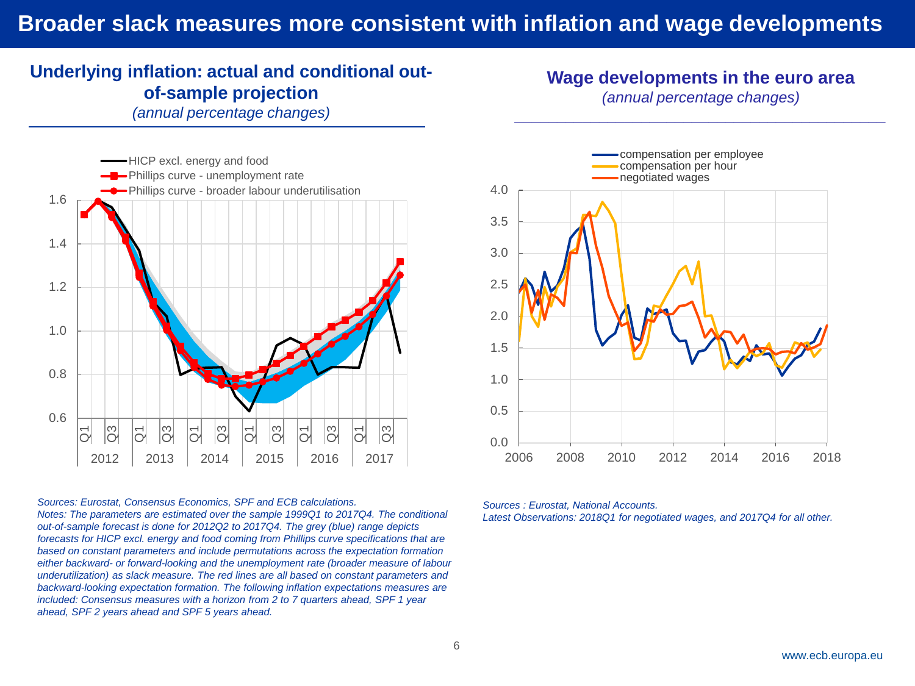# Broader slack measures more consistent with inflation and wage developments

## Underlying inflation: actual and conditional out-of-sample projection

*(annual percentage changes)*

- HICP excl. energy and food
- Phillips curve - unemployment rate
- Phillips curve - broader labour underutilisation

*Sources: Eurostat, Consensus Economics, SPF and ECB calculations.*
*Notes: The parameters are estimated over the sample 1999Q1 to 2017Q4. The conditional out-of-sample forecast is done for 2012Q2 to 2017Q4. The grey (blue) range depicts forecasts for HICP excl. energy and food coming from Phillips curve specifications that are based on constant parameters and include permutations across the expectation formation either backward- or forward-looking and the unemployment rate (broader measure of labour underutilization) as slack measure. The red lines are all based on constant parameters and backward-looking expectation formation. The following inflation expectations measures are included: Consensus measures with a horizon from 2 to 7 quarters ahead, SPF 1 year ahead, SPF 2 years ahead and SPF 5 years ahead.*

## Wage developments in the euro area

*(annual percentage changes)*

- compensation per employee
- compensation per hour
- negotiated wages

*Sources : Eurostat, National Accounts.*
*Latest Observations: 2018Q1 for negotiated wages, and 2017Q4 for all other.*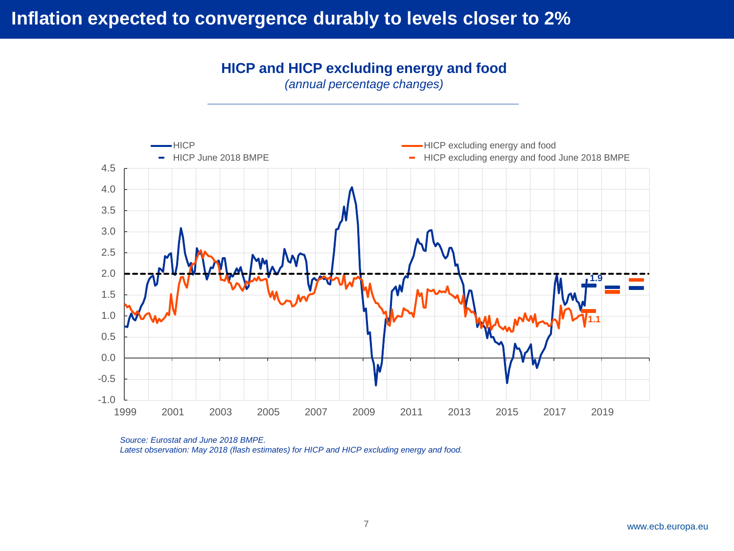# Inflation expected to convergence durably to levels closer to 2%

**HICP and HICP excluding energy and food**

*(annual percentage changes)*

*Source: Eurostat and June 2018 BMPE.*
*Latest observation: May 2018 (flash estimates) for HICP and HICP excluding energy and food.*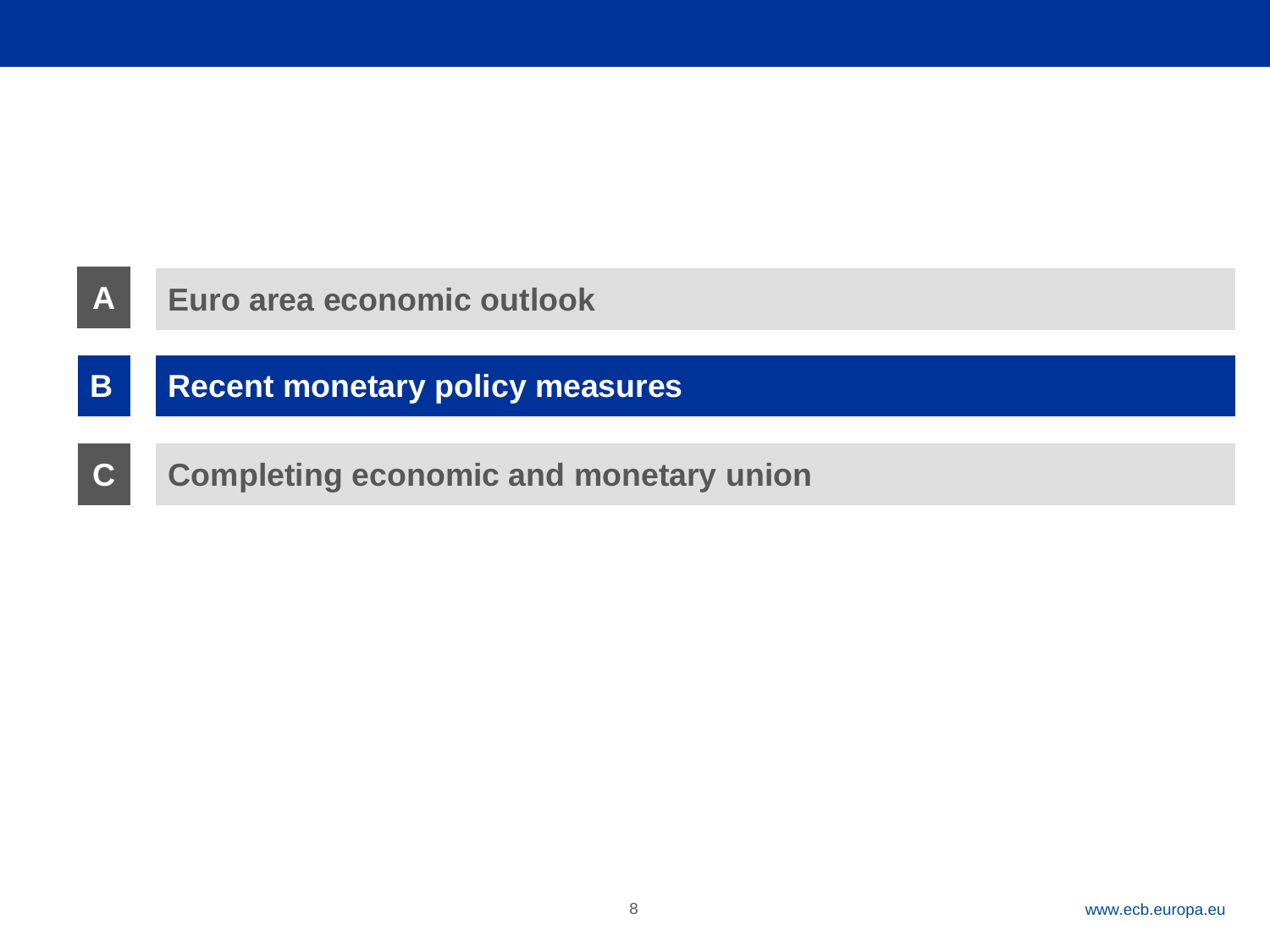**A** Euro area economic outlook

**B** **Recent monetary policy measures**

**C** Completing economic and monetary union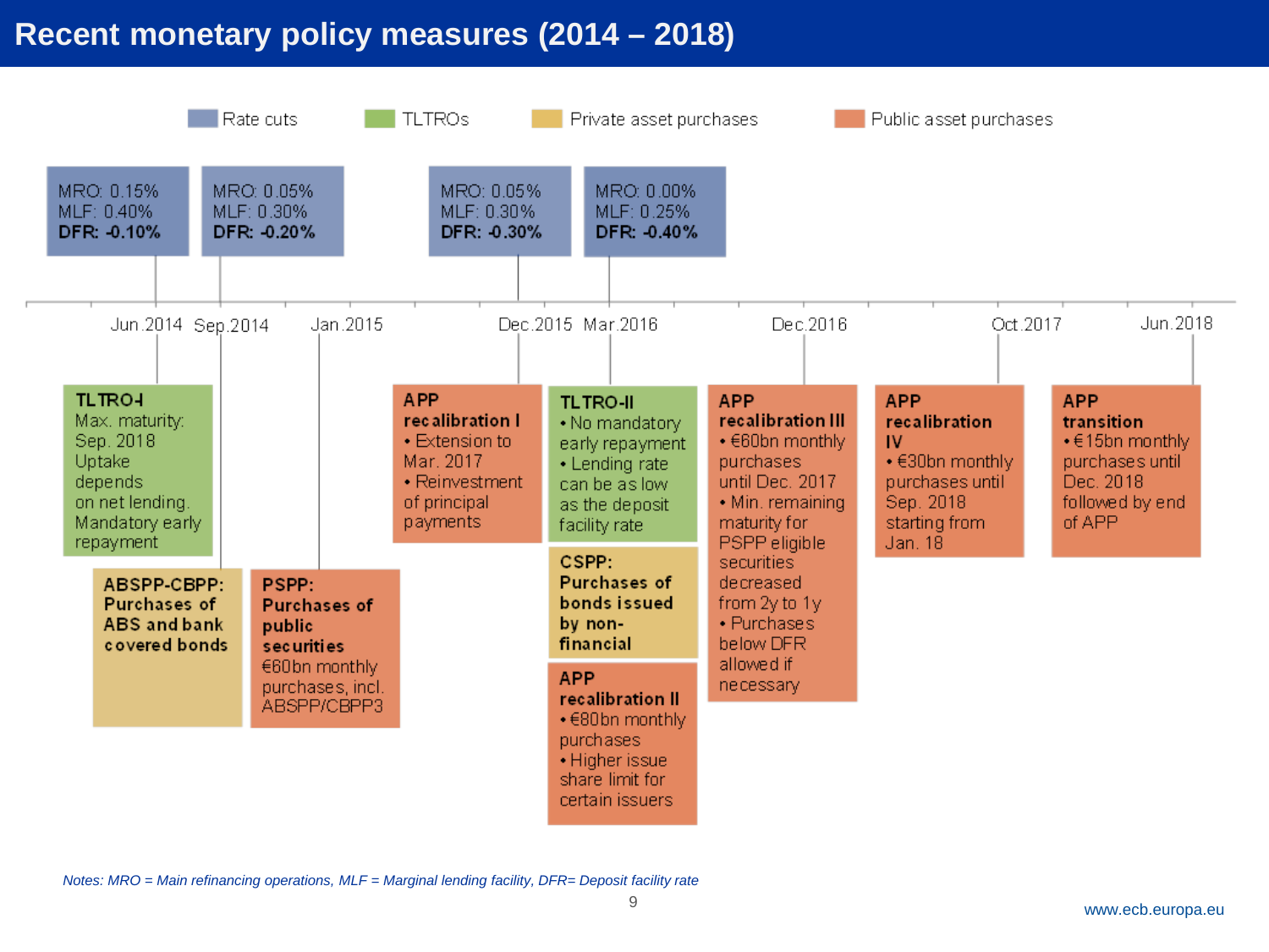# Recent monetary policy measures (2014 – 2018)

Legend: Rate cuts | TLTROs | Private asset purchases | Public asset purchases

## Jun. 2014

**Rate cuts:** MRO: 0.15%, MLF: 0.40%, **DFR: -0.10%**

**TLTRO-I**
Max. maturity: Sep. 2018
Uptake depends on net lending.
Mandatory early repayment

## Sep. 2014

**Rate cuts:** MRO: 0.05%, MLF: 0.30%, **DFR: -0.20%**

**ABSPP-CBPP: Purchases of ABS and bank covered bonds**

## Jan. 2015

**PSPP: Purchases of public securities**
€60bn monthly purchases, incl. ABSPP/CBPP3

## Dec. 2015

**Rate cuts:** MRO: 0.05%, MLF: 0.30%, **DFR: -0.30%**

**APP recalibration I**
- Extension to Mar. 2017
- Reinvestment of principal payments

## Mar. 2016

**Rate cuts:** MRO: 0.00%, MLF: 0.25%, **DFR: -0.40%**

**TLTRO-II**
- No mandatory early repayment
- Lending rate can be as low as the deposit facility rate

**CSPP: Purchases of bonds issued by non-financial**

**APP recalibration II**
- €80bn monthly purchases
- Higher issue share limit for certain issuers

## Dec. 2016

**APP recalibration III**
- €60bn monthly purchases until Dec. 2017
- Min. remaining maturity for PSPP eligible securities decreased from 2y to 1y
- Purchases below DFR allowed if necessary

## Oct. 2017

**APP recalibration IV**
- €30bn monthly purchases until Sep. 2018 starting from Jan. 18

## Jun. 2018

**APP transition**
- €15bn monthly purchases until Dec. 2018 followed by end of APP

*Notes: MRO = Main refinancing operations, MLF = Marginal lending facility, DFR= Deposit facility rate*

www.ecb.europa.eu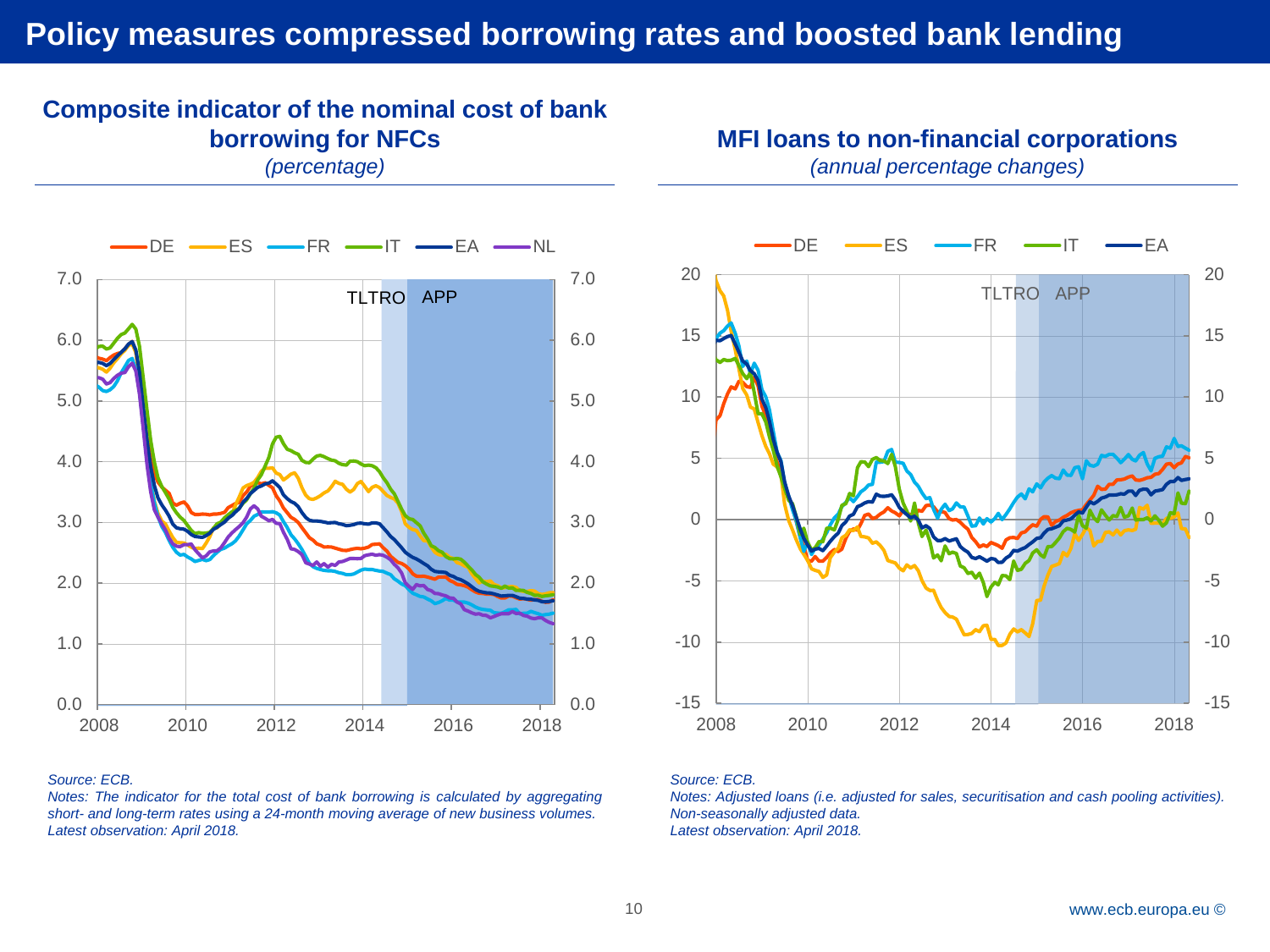# Policy measures compressed borrowing rates and boosted bank lending

## Composite indicator of the nominal cost of bank borrowing for NFCs

*(percentage)*

*Source: ECB.*
*Notes: The indicator for the total cost of bank borrowing is calculated by aggregating short- and long-term rates using a 24-month moving average of new business volumes.*
*Latest observation: April 2018.*

## MFI loans to non-financial corporations

*(annual percentage changes)*

*Source: ECB.*
*Notes: Adjusted loans (i.e. adjusted for sales, securitisation and cash pooling activities). Non-seasonally adjusted data.*
*Latest observation: April 2018.*

www.ecb.europa.eu ©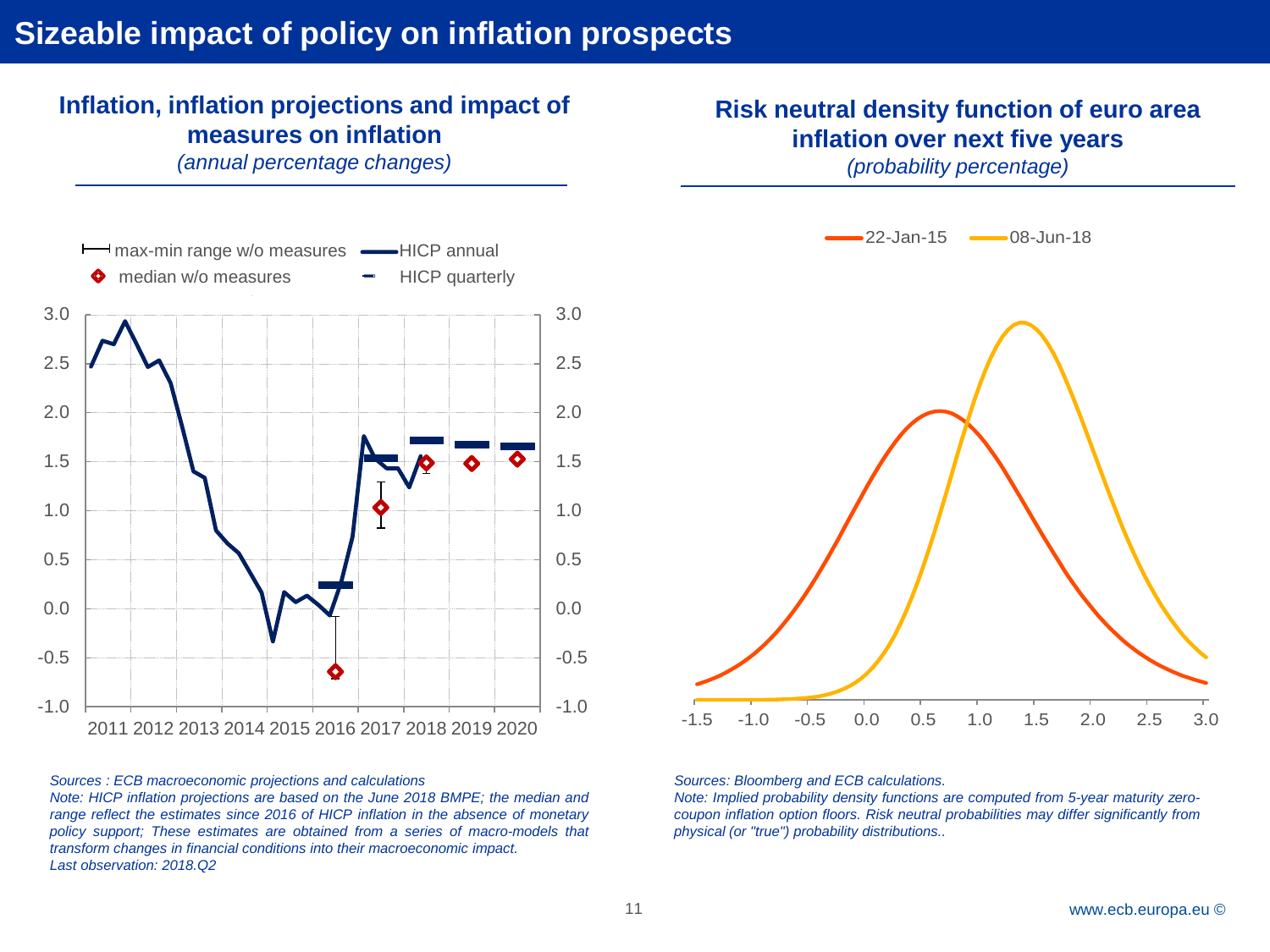# Sizeable impact of policy on inflation prospects

## Inflation, inflation projections and impact of measures on inflation

*(annual percentage changes)*

max-min range w/o measures — HICP annual

median w/o measures — HICP quarterly

*Sources : ECB macroeconomic projections and calculations*
*Note: HICP inflation projections are based on the June 2018 BMPE; the median and range reflect the estimates since 2016 of HICP inflation in the absence of monetary policy support; These estimates are obtained from a series of macro-models that transform changes in financial conditions into their macroeconomic impact.*
*Last observation: 2018.Q2*

## Risk neutral density function of euro area inflation over next five years

*(probability percentage)*

22-Jan-15 — 08-Jun-18

*Sources: Bloomberg and ECB calculations.*
*Note: Implied probability density functions are computed from 5-year maturity zero-coupon inflation option floors. Risk neutral probabilities may differ significantly from physical (or "true") probability distributions..*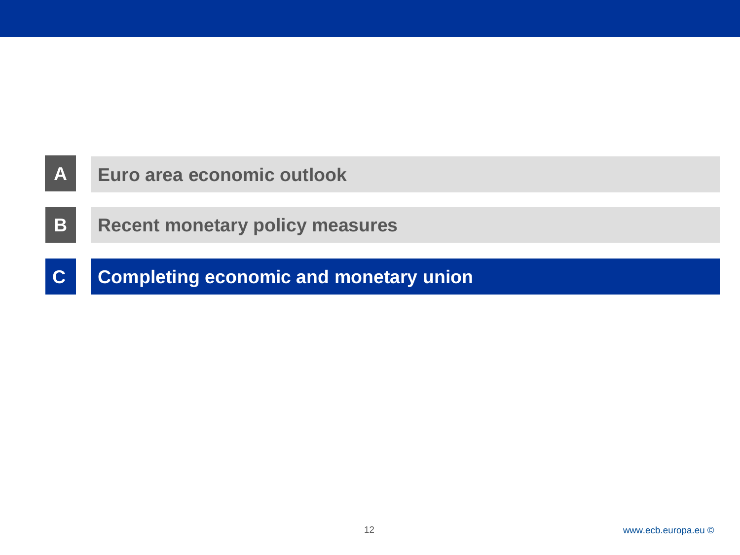**A** Euro area economic outlook

**B** Recent monetary policy measures

**C** **Completing economic and monetary union**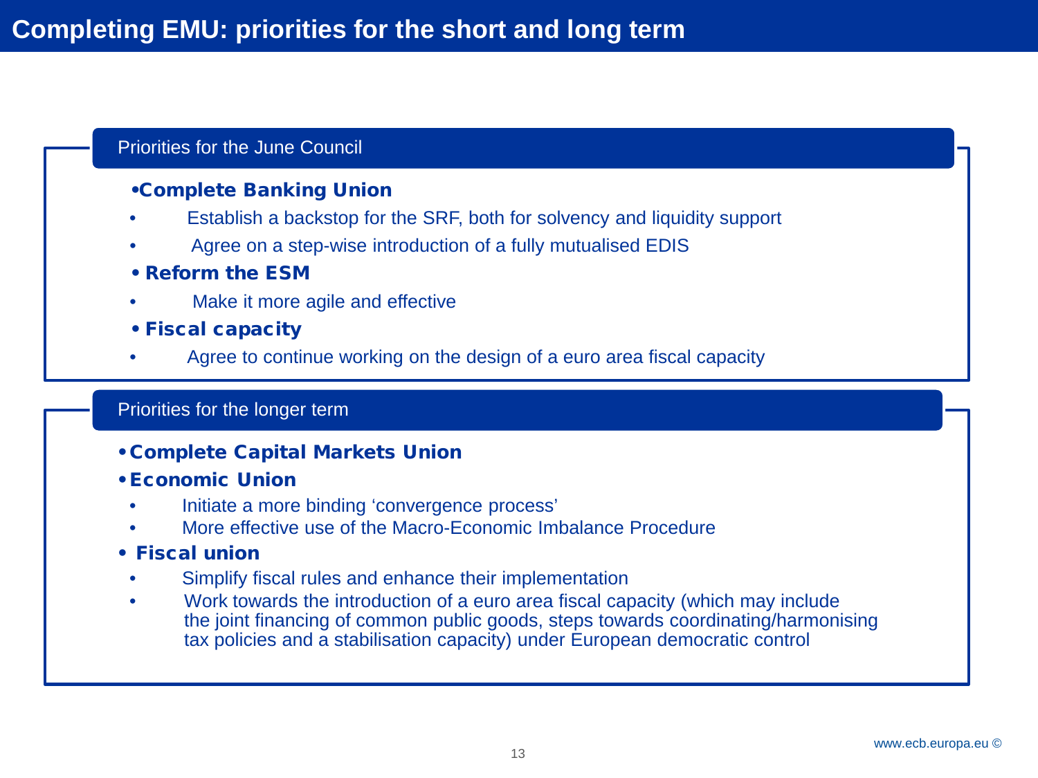# Completing EMU: priorities for the short and long term

## Priorities for the June Council

- **Complete Banking Union**
  - Establish a backstop for the SRF, both for solvency and liquidity support
  - Agree on a step-wise introduction of a fully mutualised EDIS
- **Reform the ESM**
  - Make it more agile and effective
- **Fiscal capacity**
  - Agree to continue working on the design of a euro area fiscal capacity

## Priorities for the longer term

- **Complete Capital Markets Union**
- **Economic Union**
  - Initiate a more binding 'convergence process'
  - More effective use of the Macro-Economic Imbalance Procedure
- **Fiscal union**
  - Simplify fiscal rules and enhance their implementation
  - Work towards the introduction of a euro area fiscal capacity (which may include the joint financing of common public goods, steps towards coordinating/harmonising tax policies and a stabilisation capacity) under European democratic control

www.ecb.europa.eu ©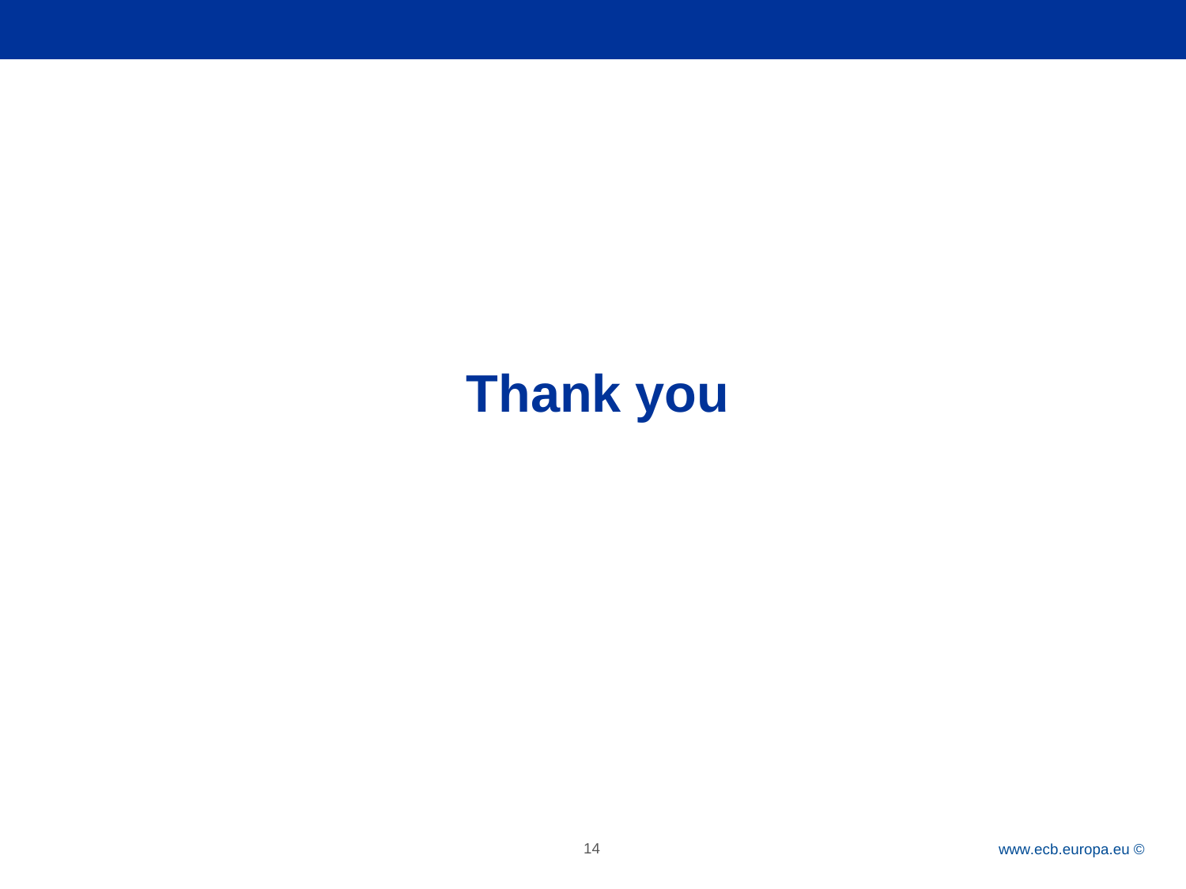# Thank you